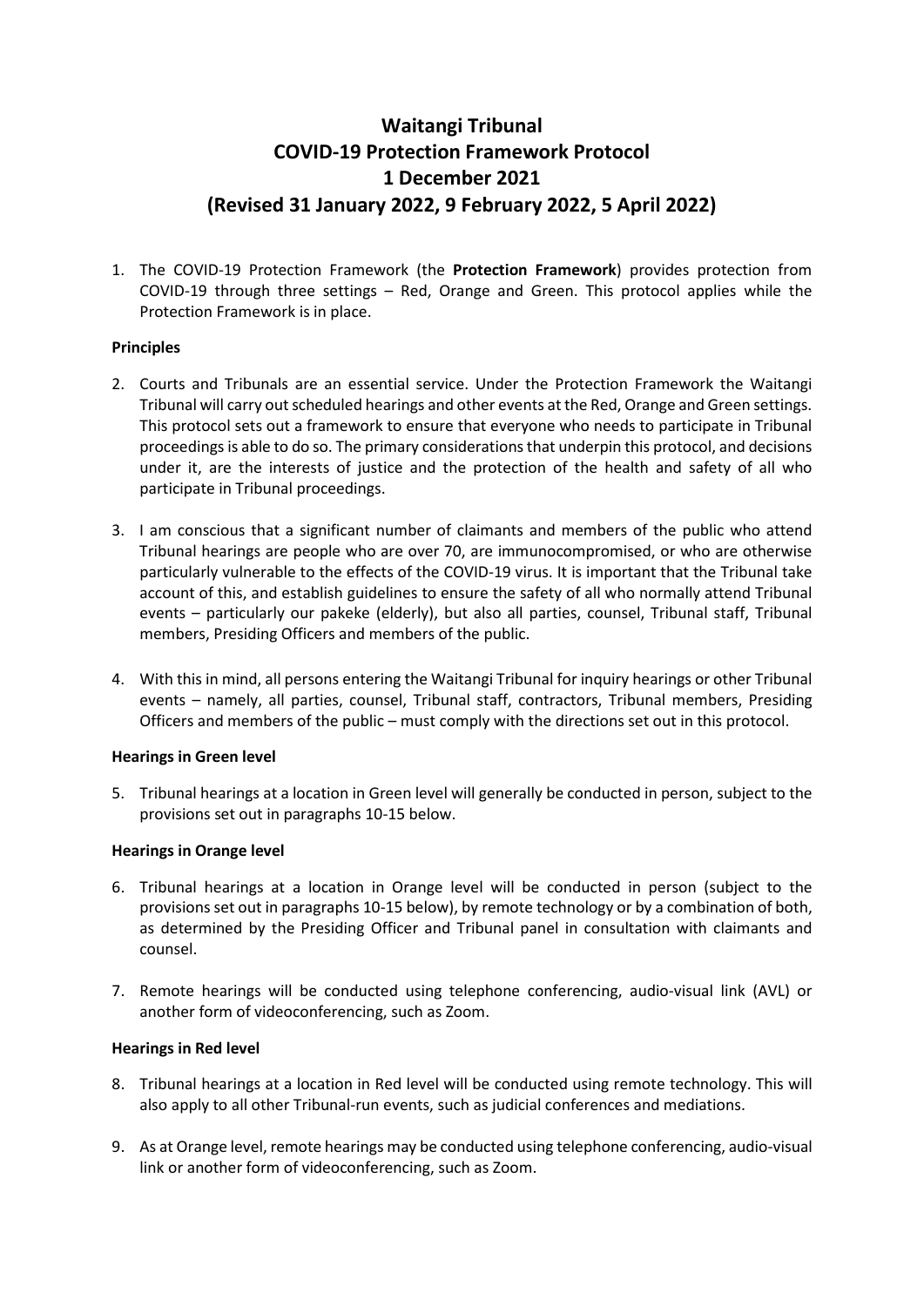# Waitangi Tribunal
# COVID-19 Protection Framework Protocol
# 1 December 2021
# (Revised 31 January 2022, 9 February 2022, 5 April 2022)

1. The COVID-19 Protection Framework (the **Protection Framework**) provides protection from COVID-19 through three settings – Red, Orange and Green. This protocol applies while the Protection Framework is in place.

**Principles**

2. Courts and Tribunals are an essential service. Under the Protection Framework the Waitangi Tribunal will carry out scheduled hearings and other events at the Red, Orange and Green settings. This protocol sets out a framework to ensure that everyone who needs to participate in Tribunal proceedings is able to do so. The primary considerations that underpin this protocol, and decisions under it, are the interests of justice and the protection of the health and safety of all who participate in Tribunal proceedings.

3. I am conscious that a significant number of claimants and members of the public who attend Tribunal hearings are people who are over 70, are immunocompromised, or who are otherwise particularly vulnerable to the effects of the COVID-19 virus. It is important that the Tribunal take account of this, and establish guidelines to ensure the safety of all who normally attend Tribunal events – particularly our pakeke (elderly), but also all parties, counsel, Tribunal staff, Tribunal members, Presiding Officers and members of the public.

4. With this in mind, all persons entering the Waitangi Tribunal for inquiry hearings or other Tribunal events – namely, all parties, counsel, Tribunal staff, contractors, Tribunal members, Presiding Officers and members of the public – must comply with the directions set out in this protocol.

**Hearings in Green level**

5. Tribunal hearings at a location in Green level will generally be conducted in person, subject to the provisions set out in paragraphs 10-15 below.

**Hearings in Orange level**

6. Tribunal hearings at a location in Orange level will be conducted in person (subject to the provisions set out in paragraphs 10-15 below), by remote technology or by a combination of both, as determined by the Presiding Officer and Tribunal panel in consultation with claimants and counsel.

7. Remote hearings will be conducted using telephone conferencing, audio-visual link (AVL) or another form of videoconferencing, such as Zoom.

**Hearings in Red level**

8. Tribunal hearings at a location in Red level will be conducted using remote technology. This will also apply to all other Tribunal-run events, such as judicial conferences and mediations.

9. As at Orange level, remote hearings may be conducted using telephone conferencing, audio-visual link or another form of videoconferencing, such as Zoom.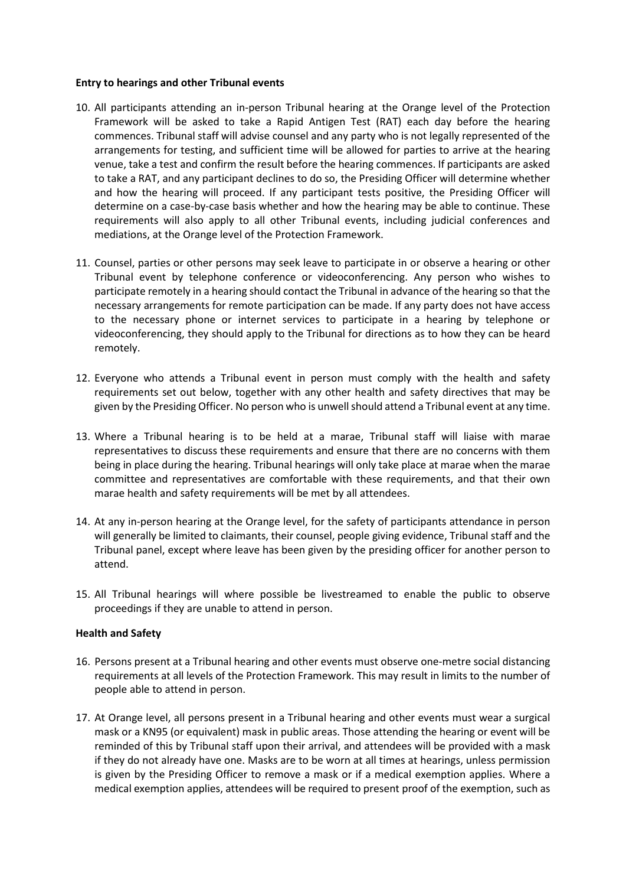**Entry to hearings and other Tribunal events**

10. All participants attending an in-person Tribunal hearing at the Orange level of the Protection Framework will be asked to take a Rapid Antigen Test (RAT) each day before the hearing commences. Tribunal staff will advise counsel and any party who is not legally represented of the arrangements for testing, and sufficient time will be allowed for parties to arrive at the hearing venue, take a test and confirm the result before the hearing commences. If participants are asked to take a RAT, and any participant declines to do so, the Presiding Officer will determine whether and how the hearing will proceed. If any participant tests positive, the Presiding Officer will determine on a case-by-case basis whether and how the hearing may be able to continue. These requirements will also apply to all other Tribunal events, including judicial conferences and mediations, at the Orange level of the Protection Framework.

11. Counsel, parties or other persons may seek leave to participate in or observe a hearing or other Tribunal event by telephone conference or videoconferencing. Any person who wishes to participate remotely in a hearing should contact the Tribunal in advance of the hearing so that the necessary arrangements for remote participation can be made. If any party does not have access to the necessary phone or internet services to participate in a hearing by telephone or videoconferencing, they should apply to the Tribunal for directions as to how they can be heard remotely.

12. Everyone who attends a Tribunal event in person must comply with the health and safety requirements set out below, together with any other health and safety directives that may be given by the Presiding Officer. No person who is unwell should attend a Tribunal event at any time.

13. Where a Tribunal hearing is to be held at a marae, Tribunal staff will liaise with marae representatives to discuss these requirements and ensure that there are no concerns with them being in place during the hearing. Tribunal hearings will only take place at marae when the marae committee and representatives are comfortable with these requirements, and that their own marae health and safety requirements will be met by all attendees.

14. At any in-person hearing at the Orange level, for the safety of participants attendance in person will generally be limited to claimants, their counsel, people giving evidence, Tribunal staff and the Tribunal panel, except where leave has been given by the presiding officer for another person to attend.

15. All Tribunal hearings will where possible be livestreamed to enable the public to observe proceedings if they are unable to attend in person.

**Health and Safety**

16. Persons present at a Tribunal hearing and other events must observe one-metre social distancing requirements at all levels of the Protection Framework. This may result in limits to the number of people able to attend in person.

17. At Orange level, all persons present in a Tribunal hearing and other events must wear a surgical mask or a KN95 (or equivalent) mask in public areas. Those attending the hearing or event will be reminded of this by Tribunal staff upon their arrival, and attendees will be provided with a mask if they do not already have one. Masks are to be worn at all times at hearings, unless permission is given by the Presiding Officer to remove a mask or if a medical exemption applies. Where a medical exemption applies, attendees will be required to present proof of the exemption, such as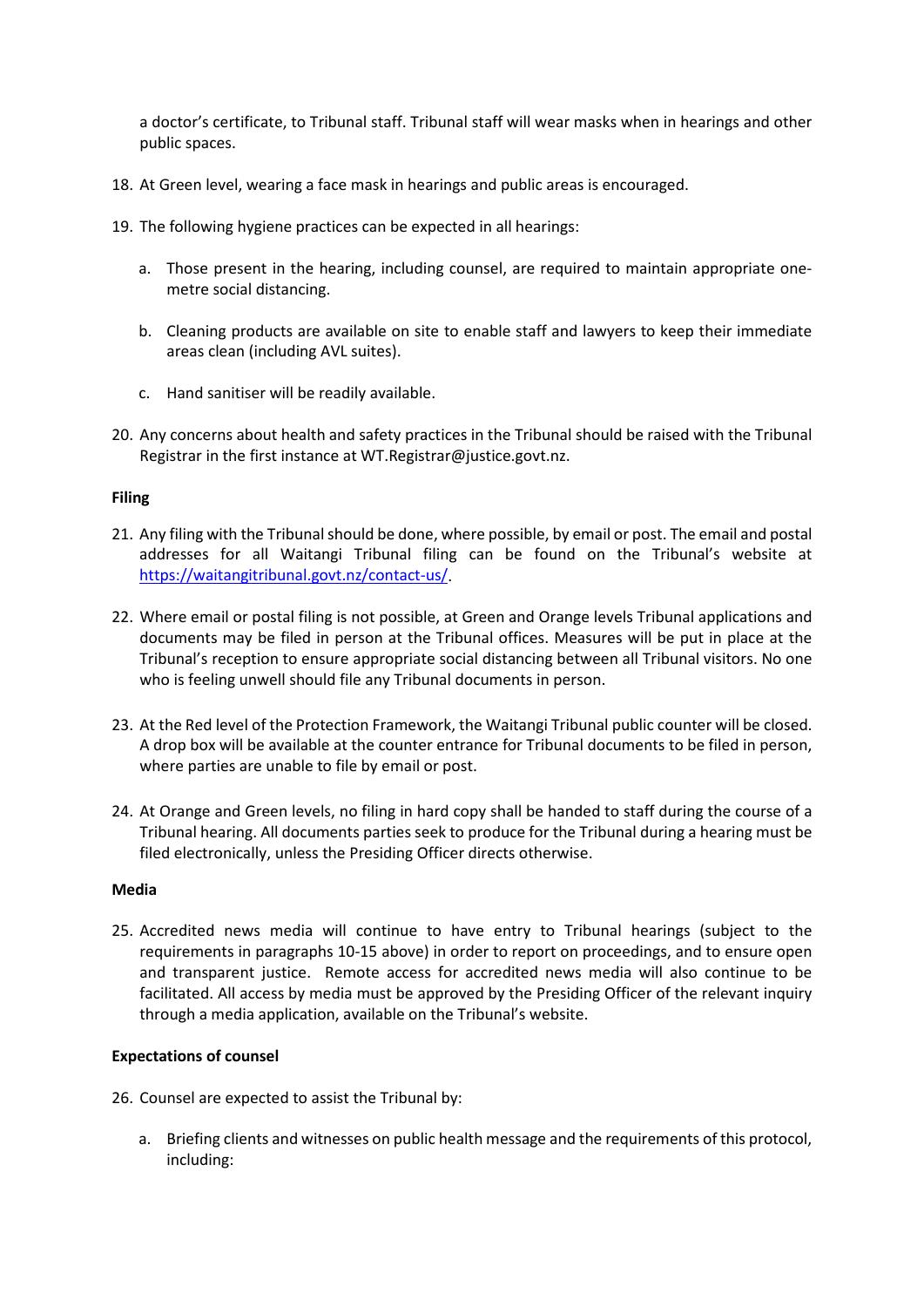a doctor's certificate, to Tribunal staff. Tribunal staff will wear masks when in hearings and other public spaces.

18. At Green level, wearing a face mask in hearings and public areas is encouraged.

19. The following hygiene practices can be expected in all hearings:

    a. Those present in the hearing, including counsel, are required to maintain appropriate one-metre social distancing.

    b. Cleaning products are available on site to enable staff and lawyers to keep their immediate areas clean (including AVL suites).

    c. Hand sanitiser will be readily available.

20. Any concerns about health and safety practices in the Tribunal should be raised with the Tribunal Registrar in the first instance at WT.Registrar@justice.govt.nz.

**Filing**

21. Any filing with the Tribunal should be done, where possible, by email or post. The email and postal addresses for all Waitangi Tribunal filing can be found on the Tribunal's website at [https://waitangitribunal.govt.nz/contact-us/](https://waitangitribunal.govt.nz/contact-us/).

22. Where email or postal filing is not possible, at Green and Orange levels Tribunal applications and documents may be filed in person at the Tribunal offices. Measures will be put in place at the Tribunal's reception to ensure appropriate social distancing between all Tribunal visitors. No one who is feeling unwell should file any Tribunal documents in person.

23. At the Red level of the Protection Framework, the Waitangi Tribunal public counter will be closed. A drop box will be available at the counter entrance for Tribunal documents to be filed in person, where parties are unable to file by email or post.

24. At Orange and Green levels, no filing in hard copy shall be handed to staff during the course of a Tribunal hearing. All documents parties seek to produce for the Tribunal during a hearing must be filed electronically, unless the Presiding Officer directs otherwise.

**Media**

25. Accredited news media will continue to have entry to Tribunal hearings (subject to the requirements in paragraphs 10-15 above) in order to report on proceedings, and to ensure open and transparent justice. Remote access for accredited news media will also continue to be facilitated. All access by media must be approved by the Presiding Officer of the relevant inquiry through a media application, available on the Tribunal's website.

**Expectations of counsel**

26. Counsel are expected to assist the Tribunal by:

    a. Briefing clients and witnesses on public health message and the requirements of this protocol, including: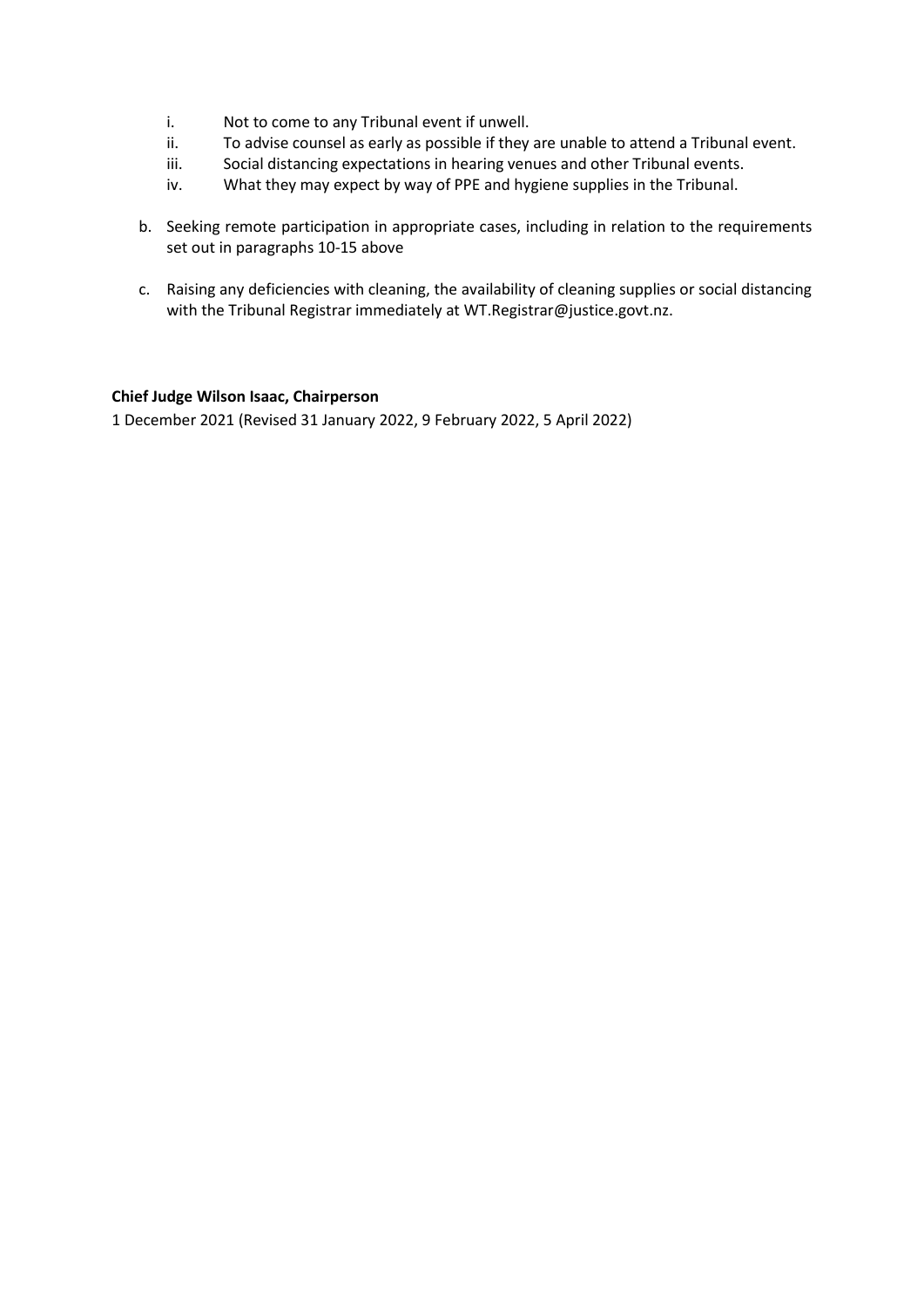i. Not to come to any Tribunal event if unwell.
   ii. To advise counsel as early as possible if they are unable to attend a Tribunal event.
   iii. Social distancing expectations in hearing venues and other Tribunal events.
   iv. What they may expect by way of PPE and hygiene supplies in the Tribunal.

b. Seeking remote participation in appropriate cases, including in relation to the requirements set out in paragraphs 10-15 above

c. Raising any deficiencies with cleaning, the availability of cleaning supplies or social distancing with the Tribunal Registrar immediately at WT.Registrar@justice.govt.nz.

**Chief Judge Wilson Isaac, Chairperson**

1 December 2021 (Revised 31 January 2022, 9 February 2022, 5 April 2022)